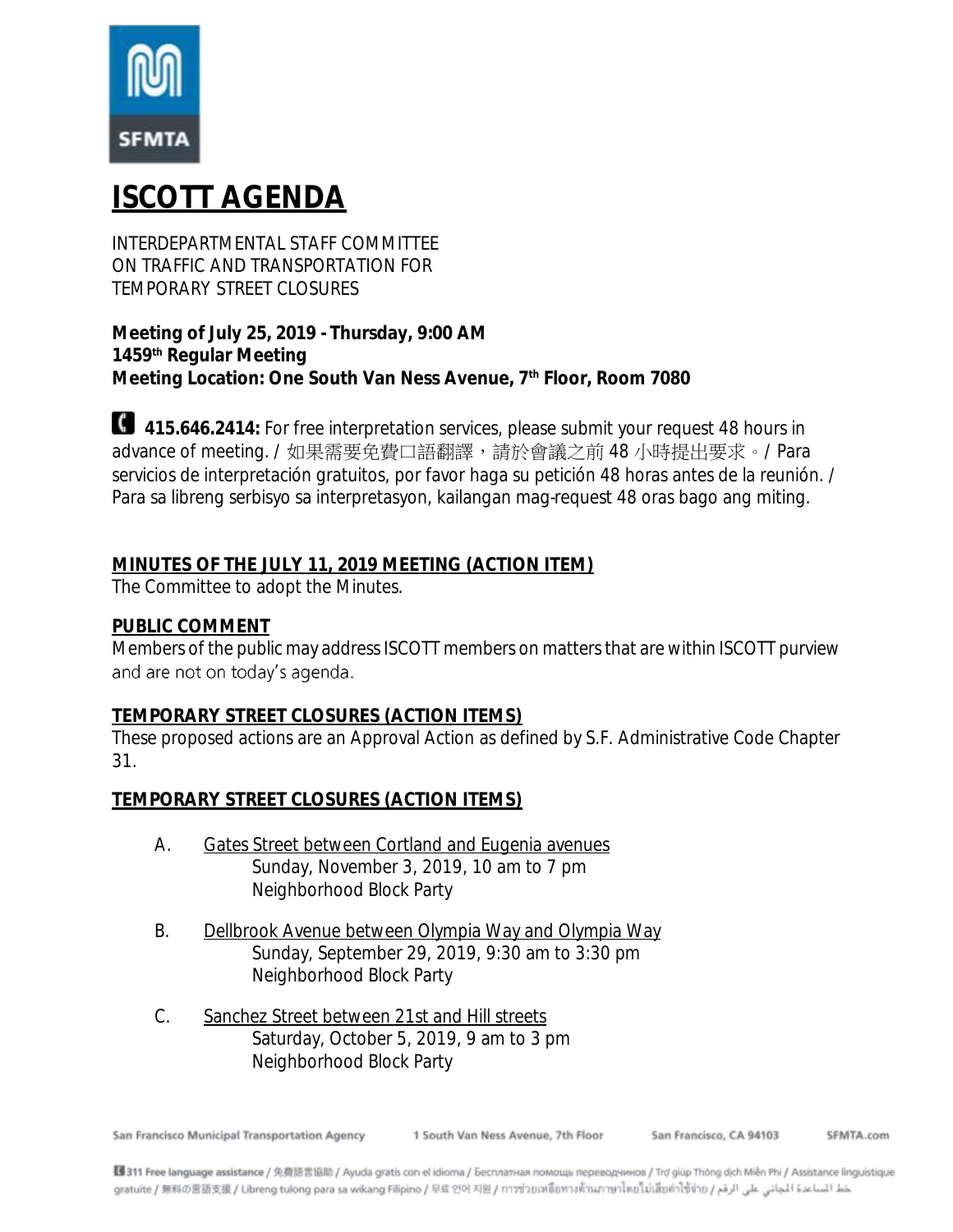# ISCOTT AGENDA

INTERDEPARTMENTAL STAFF COMMITTEE
ON TRAFFIC AND TRANSPORTATION FOR
TEMPORARY STREET CLOSURES

**Meeting of July 25, 2019 - Thursday, 9:00 AM**
**1459th Regular Meeting**
**Meeting Location: One South Van Ness Avenue, 7th Floor, Room 7080**

**415.646.2414:** For free interpretation services, please submit your request 48 hours in advance of meeting. / 如果需要免費口語翻譯，請於會議之前 48 小時提出要求。/ Para servicios de interpretación gratuitos, por favor haga su petición 48 horas antes de la reunión. / Para sa libreng serbisyo sa interpretasyon, kailangan mag-request 48 oras bago ang miting.

**MINUTES OF THE JULY 11, 2019 MEETING (ACTION ITEM)**
The Committee to adopt the Minutes.

**PUBLIC COMMENT**
Members of the public may address ISCOTT members on matters that are within ISCOTT purview and are not on today's agenda.

**TEMPORARY STREET CLOSURES (ACTION ITEMS)**
These proposed actions are an Approval Action as defined by S.F. Administrative Code Chapter 31.

**TEMPORARY STREET CLOSURES (ACTION ITEMS)**

A. Gates Street between Cortland and Eugenia avenues
Sunday, November 3, 2019, 10 am to 7 pm
Neighborhood Block Party

B. Dellbrook Avenue between Olympia Way and Olympia Way
Sunday, September 29, 2019, 9:30 am to 3:30 pm
Neighborhood Block Party

C. Sanchez Street between 21st and Hill streets
Saturday, October 5, 2019, 9 am to 3 pm
Neighborhood Block Party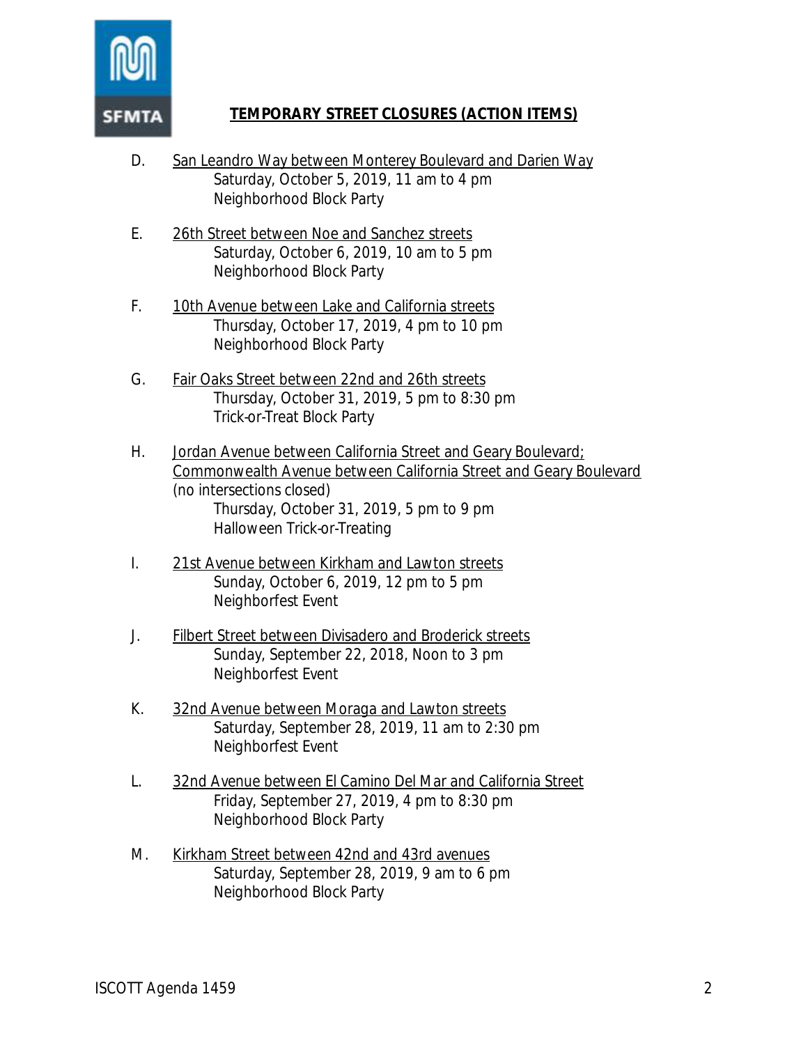## TEMPORARY STREET CLOSURES (ACTION ITEMS)

D. San Leandro Way between Monterey Boulevard and Darien Way
   Saturday, October 5, 2019, 11 am to 4 pm
   Neighborhood Block Party

E. 26th Street between Noe and Sanchez streets
   Saturday, October 6, 2019, 10 am to 5 pm
   Neighborhood Block Party

F. 10th Avenue between Lake and California streets
   Thursday, October 17, 2019, 4 pm to 10 pm
   Neighborhood Block Party

G. Fair Oaks Street between 22nd and 26th streets
   Thursday, October 31, 2019, 5 pm to 8:30 pm
   Trick-or-Treat Block Party

H. Jordan Avenue between California Street and Geary Boulevard;
   Commonwealth Avenue between California Street and Geary Boulevard
   (no intersections closed)
   Thursday, October 31, 2019, 5 pm to 9 pm
   Halloween Trick-or-Treating

I. 21st Avenue between Kirkham and Lawton streets
   Sunday, October 6, 2019, 12 pm to 5 pm
   Neighborfest Event

J. Filbert Street between Divisadero and Broderick streets
   Sunday, September 22, 2018, Noon to 3 pm
   Neighborfest Event

K. 32nd Avenue between Moraga and Lawton streets
   Saturday, September 28, 2019, 11 am to 2:30 pm
   Neighborfest Event

L. 32nd Avenue between El Camino Del Mar and California Street
   Friday, September 27, 2019, 4 pm to 8:30 pm
   Neighborhood Block Party

M. Kirkham Street between 42nd and 43rd avenues
   Saturday, September 28, 2019, 9 am to 6 pm
   Neighborhood Block Party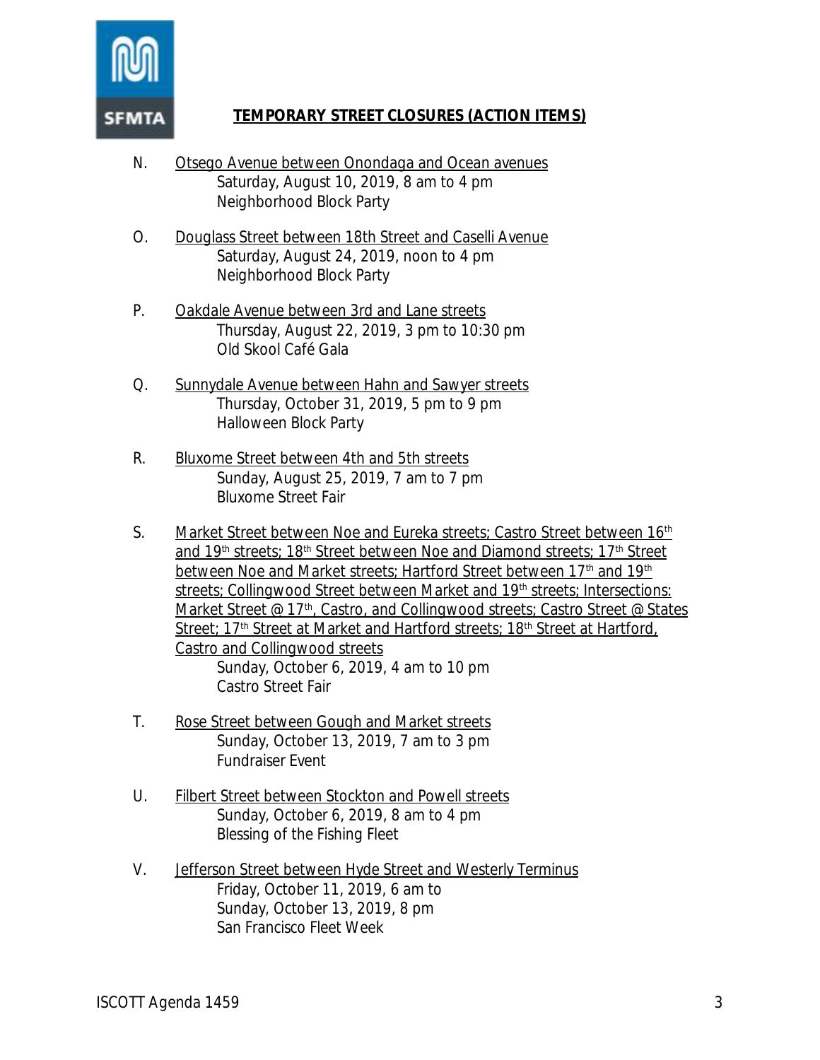## TEMPORARY STREET CLOSURES (ACTION ITEMS)

N. Otsego Avenue between Onondaga and Ocean avenues
   Saturday, August 10, 2019, 8 am to 4 pm
   Neighborhood Block Party

O. Douglass Street between 18th Street and Caselli Avenue
   Saturday, August 24, 2019, noon to 4 pm
   Neighborhood Block Party

P. Oakdale Avenue between 3rd and Lane streets
   Thursday, August 22, 2019, 3 pm to 10:30 pm
   Old Skool Café Gala

Q. Sunnydale Avenue between Hahn and Sawyer streets
   Thursday, October 31, 2019, 5 pm to 9 pm
   Halloween Block Party

R. Bluxome Street between 4th and 5th streets
   Sunday, August 25, 2019, 7 am to 7 pm
   Bluxome Street Fair

S. Market Street between Noe and Eureka streets; Castro Street between 16th and 19th streets; 18th Street between Noe and Diamond streets; 17th Street between Noe and Market streets; Hartford Street between 17th and 19th streets; Collingwood Street between Market and 19th streets; Intersections: Market Street @ 17th, Castro, and Collingwood streets; Castro Street @ States Street; 17th Street at Market and Hartford streets; 18th Street at Hartford, Castro and Collingwood streets
   Sunday, October 6, 2019, 4 am to 10 pm
   Castro Street Fair

T. Rose Street between Gough and Market streets
   Sunday, October 13, 2019, 7 am to 3 pm
   Fundraiser Event

U. Filbert Street between Stockton and Powell streets
   Sunday, October 6, 2019, 8 am to 4 pm
   Blessing of the Fishing Fleet

V. Jefferson Street between Hyde Street and Westerly Terminus
   Friday, October 11, 2019, 6 am to
   Sunday, October 13, 2019, 8 pm
   San Francisco Fleet Week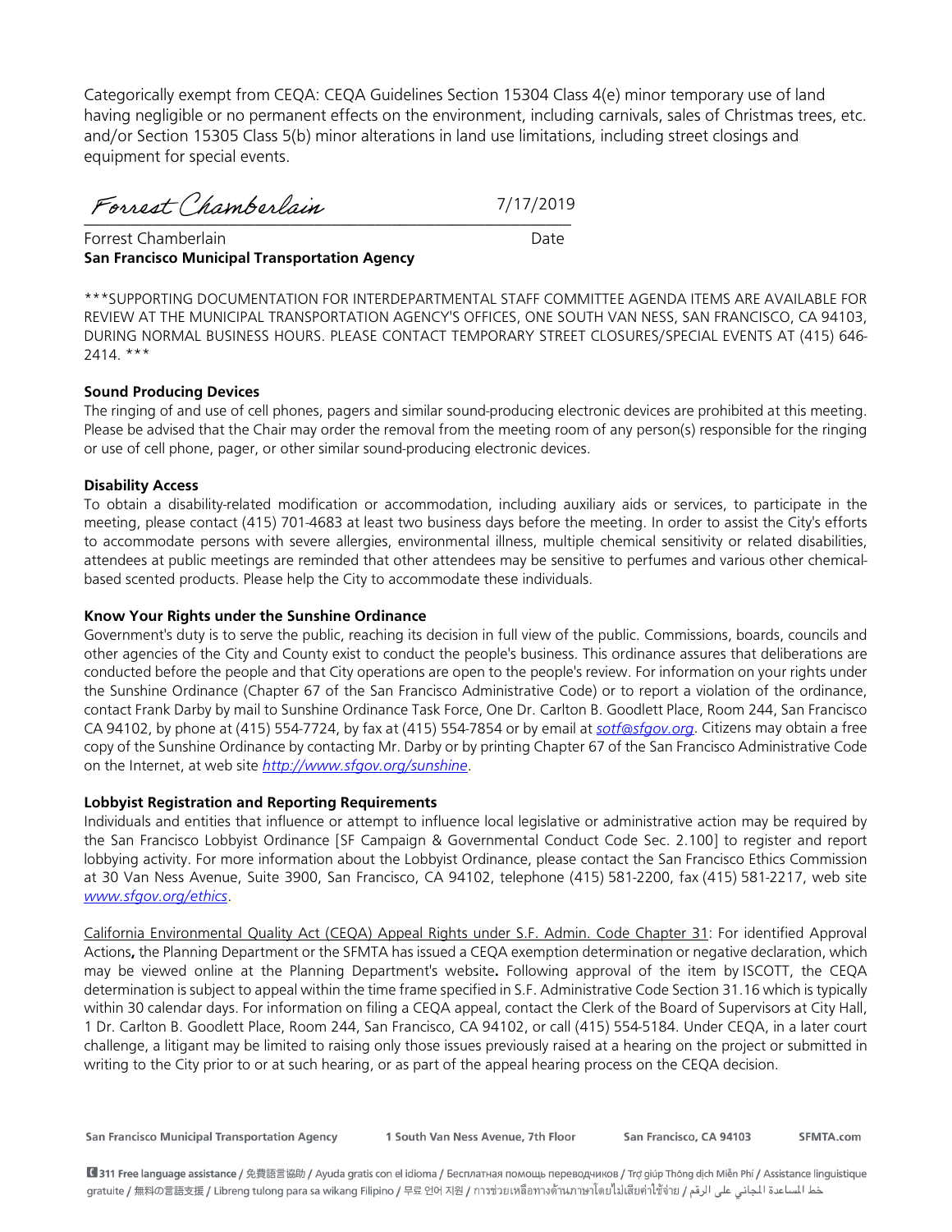Categorically exempt from CEQA: CEQA Guidelines Section 15304 Class 4(e) minor temporary use of land having negligible or no permanent effects on the environment, including carnivals, sales of Christmas trees, etc. and/or Section 15305 Class 5(b) minor alterations in land use limitations, including street closings and equipment for special events.

Forrest Chamberlain — 7/17/2019

Forrest Chamberlain — Date
**San Francisco Municipal Transportation Agency**

***SUPPORTING DOCUMENTATION FOR INTERDEPARTMENTAL STAFF COMMITTEE AGENDA ITEMS ARE AVAILABLE FOR REVIEW AT THE MUNICIPAL TRANSPORTATION AGENCY'S OFFICES, ONE SOUTH VAN NESS, SAN FRANCISCO, CA 94103, DURING NORMAL BUSINESS HOURS. PLEASE CONTACT TEMPORARY STREET CLOSURES/SPECIAL EVENTS AT (415) 646-2414. ***

**Sound Producing Devices**
The ringing of and use of cell phones, pagers and similar sound-producing electronic devices are prohibited at this meeting. Please be advised that the Chair may order the removal from the meeting room of any person(s) responsible for the ringing or use of cell phone, pager, or other similar sound-producing electronic devices.

**Disability Access**
To obtain a disability-related modification or accommodation, including auxiliary aids or services, to participate in the meeting, please contact (415) 701-4683 at least two business days before the meeting. In order to assist the City's efforts to accommodate persons with severe allergies, environmental illness, multiple chemical sensitivity or related disabilities, attendees at public meetings are reminded that other attendees may be sensitive to perfumes and various other chemical-based scented products. Please help the City to accommodate these individuals.

**Know Your Rights under the Sunshine Ordinance**
Government's duty is to serve the public, reaching its decision in full view of the public. Commissions, boards, councils and other agencies of the City and County exist to conduct the people's business. This ordinance assures that deliberations are conducted before the people and that City operations are open to the people's review. For information on your rights under the Sunshine Ordinance (Chapter 67 of the San Francisco Administrative Code) or to report a violation of the ordinance, contact Frank Darby by mail to Sunshine Ordinance Task Force, One Dr. Carlton B. Goodlett Place, Room 244, San Francisco CA 94102, by phone at (415) 554-7724, by fax at (415) 554-7854 or by email at *sotf@sfgov.org*. Citizens may obtain a free copy of the Sunshine Ordinance by contacting Mr. Darby or by printing Chapter 67 of the San Francisco Administrative Code on the Internet, at web site *http://www.sfgov.org/sunshine*.

**Lobbyist Registration and Reporting Requirements**
Individuals and entities that influence or attempt to influence local legislative or administrative action may be required by the San Francisco Lobbyist Ordinance [SF Campaign & Governmental Conduct Code Sec. 2.100] to register and report lobbying activity. For more information about the Lobbyist Ordinance, please contact the San Francisco Ethics Commission at 30 Van Ness Avenue, Suite 3900, San Francisco, CA 94102, telephone (415) 581-2200, fax (415) 581-2217, web site *www.sfgov.org/ethics*.

California Environmental Quality Act (CEQA) Appeal Rights under S.F. Admin. Code Chapter 31: For identified Approval Actions**,** the Planning Department or the SFMTA has issued a CEQA exemption determination or negative declaration, which may be viewed online at the Planning Department's website**.** Following approval of the item by ISCOTT, the CEQA determination is subject to appeal within the time frame specified in S.F. Administrative Code Section 31.16 which is typically within 30 calendar days. For information on filing a CEQA appeal, contact the Clerk of the Board of Supervisors at City Hall, 1 Dr. Carlton B. Goodlett Place, Room 244, San Francisco, CA 94102, or call (415) 554-5184. Under CEQA, in a later court challenge, a litigant may be limited to raising only those issues previously raised at a hearing on the project or submitted in writing to the City prior to or at such hearing, or as part of the appeal hearing process on the CEQA decision.